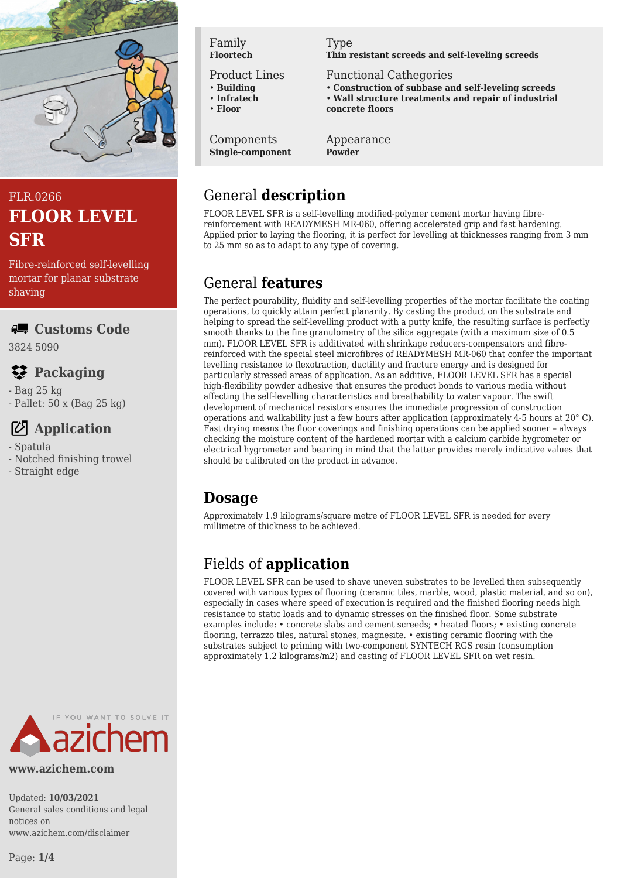FLR.0266

# FLOOR LEVEL SFR

Fibre-reinforced self-levelling mortar for planar substrate shaving

| Family | Type |
| --- | --- |
| **Floortech** | **Thin resistant screeds and self-leveling screeds** |

**Product Lines**
- **Building**
- **Infratech**
- **Floor**

**Functional Cathegories**
- **Construction of subbase and self-leveling screeds**
- **Wall structure treatments and repair of industrial concrete floors**

| Components | Appearance |
| --- | --- |
| **Single-component** | **Powder** |

## Customs Code

3824 5090

## Packaging

- Bag 25 kg
- Pallet: 50 x (Bag 25 kg)

## Application

- Spatula
- Notched finishing trowel
- Straight edge

## General **description**

FLOOR LEVEL SFR is a self-levelling modified-polymer cement mortar having fibre-reinforcement with READYMESH MR-060, offering accelerated grip and fast hardening. Applied prior to laying the flooring, it is perfect for levelling at thicknesses ranging from 3 mm to 25 mm so as to adapt to any type of covering.

## General **features**

The perfect pourability, fluidity and self-levelling properties of the mortar facilitate the coating operations, to quickly attain perfect planarity. By casting the product on the substrate and helping to spread the self-levelling product with a putty knife, the resulting surface is perfectly smooth thanks to the fine granulometry of the silica aggregate (with a maximum size of 0.5 mm). FLOOR LEVEL SFR is additivated with shrinkage reducers-compensators and fibre-reinforced with the special steel microfibres of READYMESH MR-060 that confer the important levelling resistance to flexotraction, ductility and fracture energy and is designed for particularly stressed areas of application. As an additive, FLOOR LEVEL SFR has a special high-flexibility powder adhesive that ensures the product bonds to various media without affecting the self-levelling characteristics and breathability to water vapour. The swift development of mechanical resistors ensures the immediate progression of construction operations and walkability just a few hours after application (approximately 4-5 hours at 20° C). Fast drying means the floor coverings and finishing operations can be applied sooner – always checking the moisture content of the hardened mortar with a calcium carbide hygrometer or electrical hygrometer and bearing in mind that the latter provides merely indicative values that should be calibrated on the product in advance.

## **Dosage**

Approximately 1.9 kilograms/square metre of FLOOR LEVEL SFR is needed for every millimetre of thickness to be achieved.

## Fields of **application**

FLOOR LEVEL SFR can be used to shave uneven substrates to be levelled then subsequently covered with various types of flooring (ceramic tiles, marble, wood, plastic material, and so on), especially in cases where speed of execution is required and the finished flooring needs high resistance to static loads and to dynamic stresses on the finished floor. Some substrate examples include: • concrete slabs and cement screeds; • heated floors; • existing concrete flooring, terrazzo tiles, natural stones, magnesite. • existing ceramic flooring with the substrates subject to priming with two-component SYNTECH RGS resin (consumption approximately 1.2 kilograms/m2) and casting of FLOOR LEVEL SFR on wet resin.

IF YOU WANT TO SOLVE IT azichem

**www.azichem.com**

Updated: **10/03/2021**
General sales conditions and legal notices on www.azichem.com/disclaimer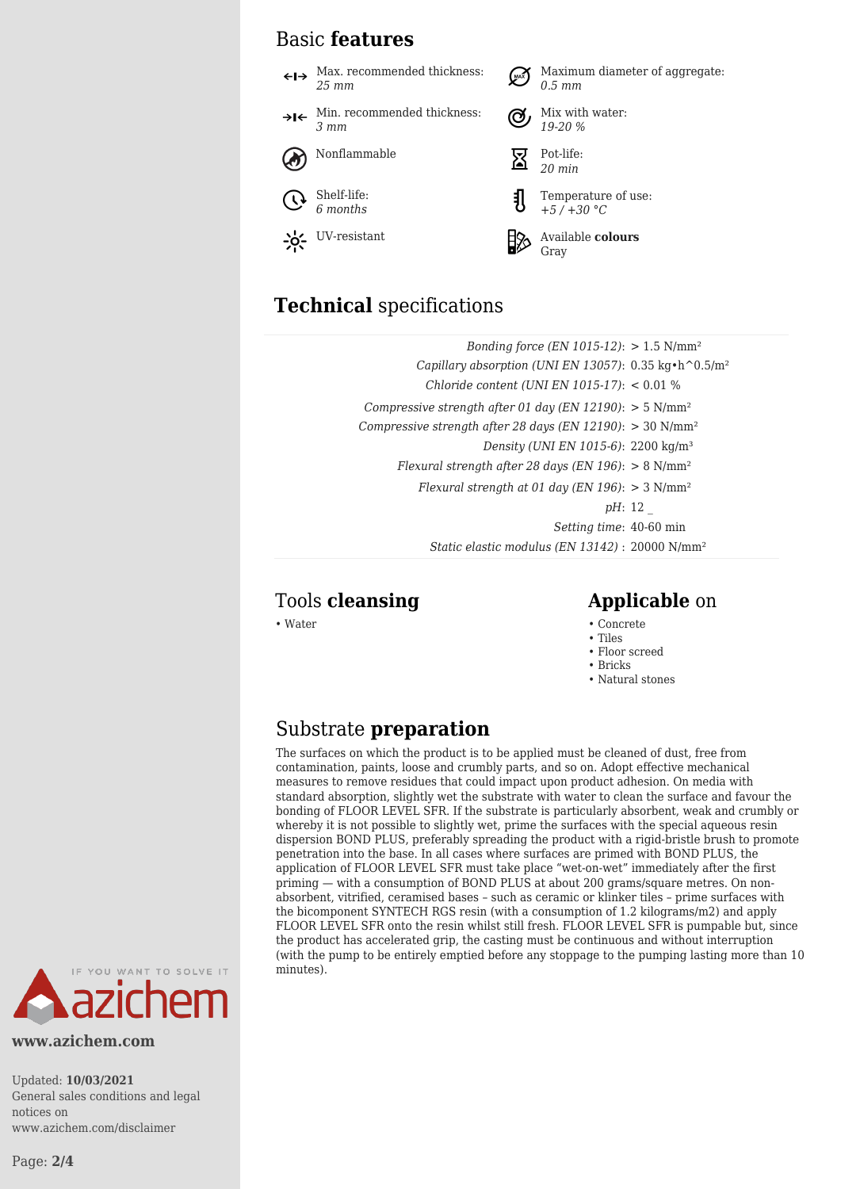## Basic **features**

- Max. recommended thickness: *25 mm*
- Min. recommended thickness: *3 mm*
- Nonflammable
- Shelf-life: *6 months*
- UV-resistant
- Maximum diameter of aggregate: *0.5 mm*
- Mix with water: *19-20 %*
- Pot-life: *20 min*
- Temperature of use: *+5 / +30 °C*
- Available **colours** Gray

## **Technical** specifications

| | |
|---|---|
| *Bonding force (EN 1015-12)*: | > 1.5 N/mm² |
| *Capillary absorption (UNI EN 13057)*: | 0.35 kg•h^0.5/m² |
| *Chloride content (UNI EN 1015-17)*: | < 0.01 % |
| *Compressive strength after 01 day (EN 12190)*: | > 5 N/mm² |
| *Compressive strength after 28 days (EN 12190)*: | > 30 N/mm² |
| *Density (UNI EN 1015-6)*: | 2200 kg/m³ |
| *Flexural strength after 28 days (EN 196)*: | > 8 N/mm² |
| *Flexural strength at 01 day (EN 196)*: | > 3 N/mm² |
| *pH*: | 12 _ |
| *Setting time*: | 40-60 min |
| *Static elastic modulus (EN 13142)* : | 20000 N/mm² |

## Tools **cleansing**

- Water

## **Applicable** on

- Concrete
- Tiles
- Floor screed
- Bricks
- Natural stones

## Substrate **preparation**

The surfaces on which the product is to be applied must be cleaned of dust, free from contamination, paints, loose and crumbly parts, and so on. Adopt effective mechanical measures to remove residues that could impact upon product adhesion. On media with standard absorption, slightly wet the substrate with water to clean the surface and favour the bonding of FLOOR LEVEL SFR. If the substrate is particularly absorbent, weak and crumbly or whereby it is not possible to slightly wet, prime the surfaces with the special aqueous resin dispersion BOND PLUS, preferably spreading the product with a rigid-bristle brush to promote penetration into the base. In all cases where surfaces are primed with BOND PLUS, the application of FLOOR LEVEL SFR must take place "wet-on-wet" immediately after the first priming — with a consumption of BOND PLUS at about 200 grams/square metres. On non-absorbent, vitrified, ceramised bases – such as ceramic or klinker tiles – prime surfaces with the bicomponent SYNTECH RGS resin (with a consumption of 1.2 kilograms/m2) and apply FLOOR LEVEL SFR onto the resin whilst still fresh. FLOOR LEVEL SFR is pumpable but, since the product has accelerated grip, the casting must be continuous and without interruption (with the pump to be entirely emptied before any stoppage to the pumping lasting more than 10 minutes).

IF YOU WANT TO SOLVE IT azichem

**www.azichem.com**

Updated: **10/03/2021**
General sales conditions and legal notices on www.azichem.com/disclaimer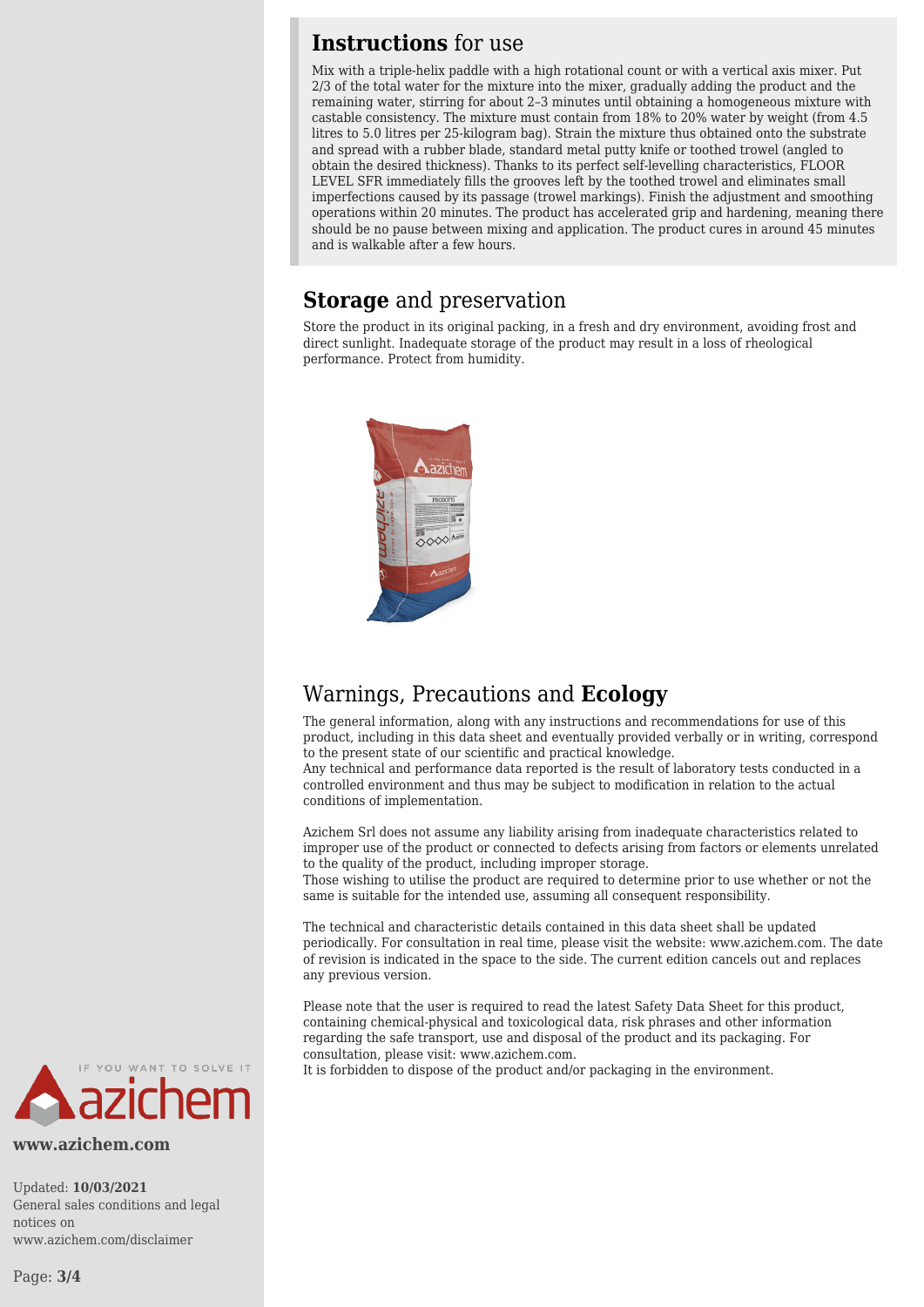## **Instructions** for use

Mix with a triple-helix paddle with a high rotational count or with a vertical axis mixer. Put 2/3 of the total water for the mixture into the mixer, gradually adding the product and the remaining water, stirring for about 2–3 minutes until obtaining a homogeneous mixture with castable consistency. The mixture must contain from 18% to 20% water by weight (from 4.5 litres to 5.0 litres per 25-kilogram bag). Strain the mixture thus obtained onto the substrate and spread with a rubber blade, standard metal putty knife or toothed trowel (angled to obtain the desired thickness). Thanks to its perfect self-levelling characteristics, FLOOR LEVEL SFR immediately fills the grooves left by the toothed trowel and eliminates small imperfections caused by its passage (trowel markings). Finish the adjustment and smoothing operations within 20 minutes. The product has accelerated grip and hardening, meaning there should be no pause between mixing and application. The product cures in around 45 minutes and is walkable after a few hours.

## **Storage** and preservation

Store the product in its original packing, in a fresh and dry environment, avoiding frost and direct sunlight. Inadequate storage of the product may result in a loss of rheological performance. Protect from humidity.

## Warnings, Precautions and **Ecology**

The general information, along with any instructions and recommendations for use of this product, including in this data sheet and eventually provided verbally or in writing, correspond to the present state of our scientific and practical knowledge.
Any technical and performance data reported is the result of laboratory tests conducted in a controlled environment and thus may be subject to modification in relation to the actual conditions of implementation.

Azichem Srl does not assume any liability arising from inadequate characteristics related to improper use of the product or connected to defects arising from factors or elements unrelated to the quality of the product, including improper storage.
Those wishing to utilise the product are required to determine prior to use whether or not the same is suitable for the intended use, assuming all consequent responsibility.

The technical and characteristic details contained in this data sheet shall be updated periodically. For consultation in real time, please visit the website: www.azichem.com. The date of revision is indicated in the space to the side. The current edition cancels out and replaces any previous version.

Please note that the user is required to read the latest Safety Data Sheet for this product, containing chemical-physical and toxicological data, risk phrases and other information regarding the safe transport, use and disposal of the product and its packaging. For consultation, please visit: www.azichem.com.
It is forbidden to dispose of the product and/or packaging in the environment.

**www.azichem.com**

Updated: **10/03/2021**
General sales conditions and legal notices on www.azichem.com/disclaimer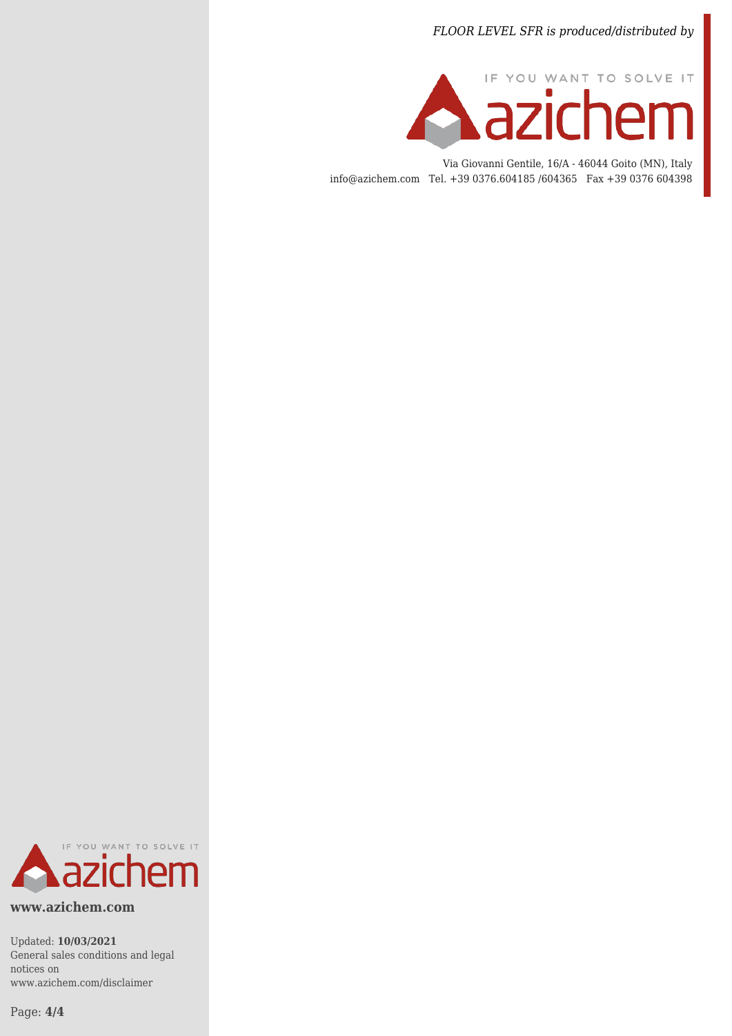*FLOOR LEVEL SFR is produced/distributed by*

IF YOU WANT TO SOLVE IT

azichem

Via Giovanni Gentile, 16/A - 46044 Goito (MN), Italy
info@azichem.com Tel. +39 0376.604185 /604365 Fax +39 0376 604398

IF YOU WANT TO SOLVE IT

azichem

**www.azichem.com**

Updated: **10/03/2021**
General sales conditions and legal notices on www.azichem.com/disclaimer